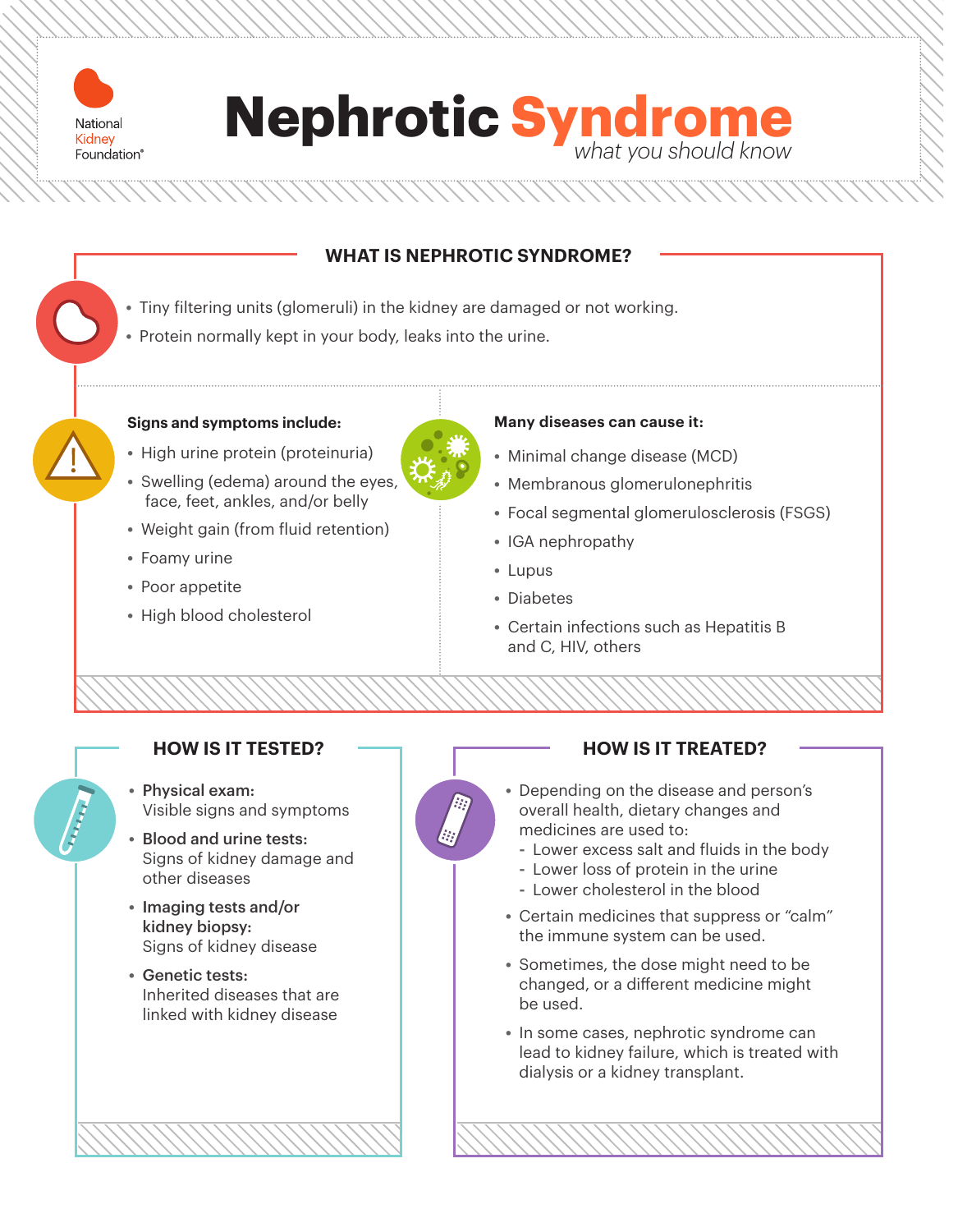National Kidney Foundation®

# Nephrotic Syndrome

*what you should know*

## WHAT IS NEPHROTIC SYNDROME?

- Tiny filtering units (glomeruli) in the kidney are damaged or not working.
- Protein normally kept in your body, leaks into the urine.

**Signs and symptoms include:**

- High urine protein (proteinuria)
- Swelling (edema) around the eyes, face, feet, ankles, and/or belly
- Weight gain (from fluid retention)
- Foamy urine
- Poor appetite
- High blood cholesterol

**Many diseases can cause it:**

- Minimal change disease (MCD)
- Membranous glomerulonephritis
- Focal segmental glomerulosclerosis (FSGS)
- IGA nephropathy
- Lupus
- Diabetes
- Certain infections such as Hepatitis B and C, HIV, others

## HOW IS IT TESTED?

- **Physical exam:** Visible signs and symptoms
- **Blood and urine tests:** Signs of kidney damage and other diseases
- **Imaging tests and/or kidney biopsy:** Signs of kidney disease
- **Genetic tests:** Inherited diseases that are linked with kidney disease

## HOW IS IT TREATED?

- Depending on the disease and person's overall health, dietary changes and medicines are used to:
  - Lower excess salt and fluids in the body
  - Lower loss of protein in the urine
  - Lower cholesterol in the blood
- Certain medicines that suppress or "calm" the immune system can be used.
- Sometimes, the dose might need to be changed, or a different medicine might be used.
- In some cases, nephrotic syndrome can lead to kidney failure, which is treated with dialysis or a kidney transplant.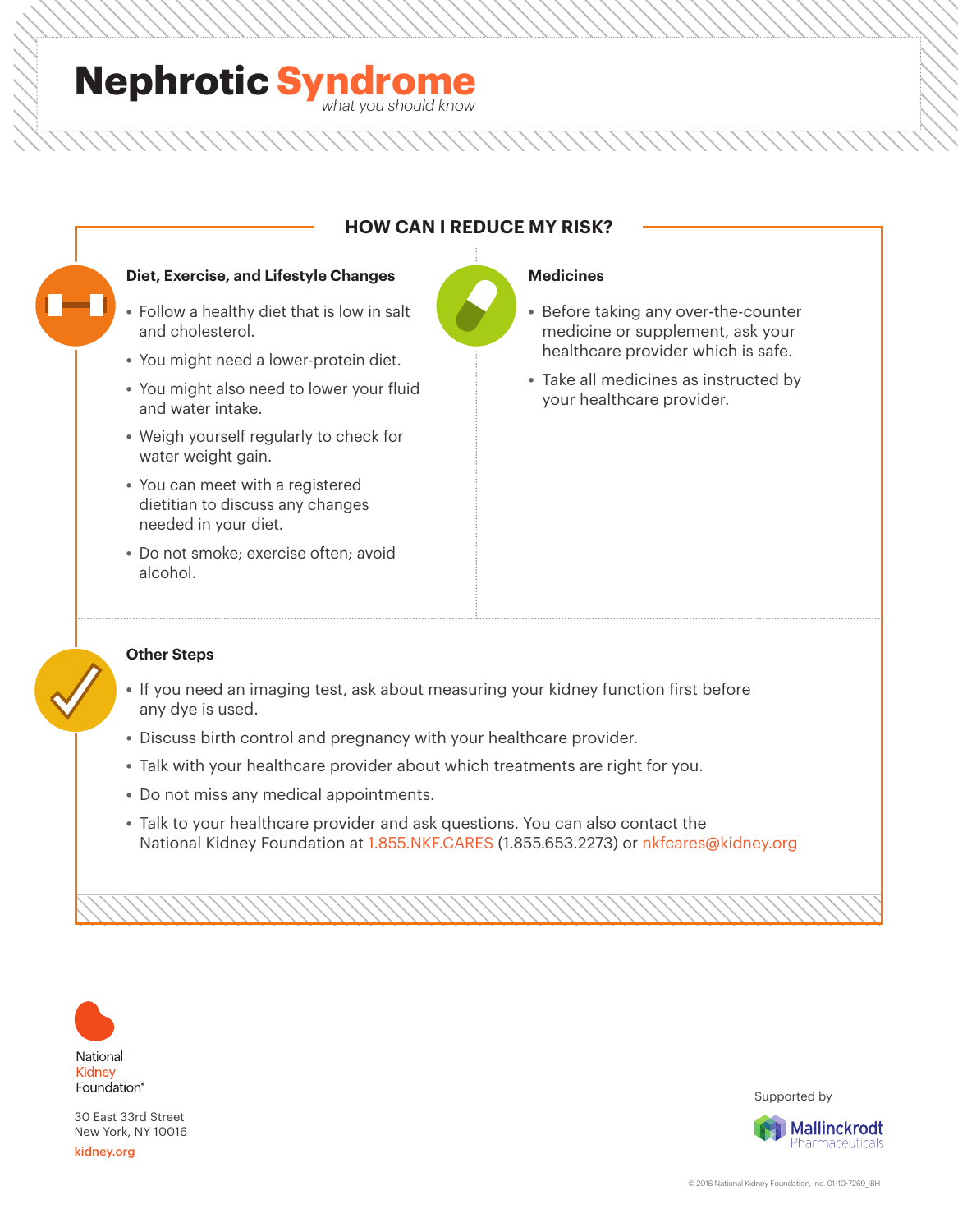# Nephrotic Syndrome

*what you should know*

## HOW CAN I REDUCE MY RISK?

### Diet, Exercise, and Lifestyle Changes

- Follow a healthy diet that is low in salt and cholesterol.
- You might need a lower-protein diet.
- You might also need to lower your fluid and water intake.
- Weigh yourself regularly to check for water weight gain.
- You can meet with a registered dietitian to discuss any changes needed in your diet.
- Do not smoke; exercise often; avoid alcohol.

### Medicines

- Before taking any over-the-counter medicine or supplement, ask your healthcare provider which is safe.
- Take all medicines as instructed by your healthcare provider.

### Other Steps

- If you need an imaging test, ask about measuring your kidney function first before any dye is used.
- Discuss birth control and pregnancy with your healthcare provider.
- Talk with your healthcare provider about which treatments are right for you.
- Do not miss any medical appointments.
- Talk to your healthcare provider and ask questions. You can also contact the National Kidney Foundation at 1.855.NKF.CARES (1.855.653.2273) or nkfcares@kidney.org

National Kidney Foundation®

30 East 33rd Street
New York, NY 10016

kidney.org

Supported by Mallinckrodt Pharmaceuticals

© 2016 National Kidney Foundation, Inc. 01-10-7269_IBH